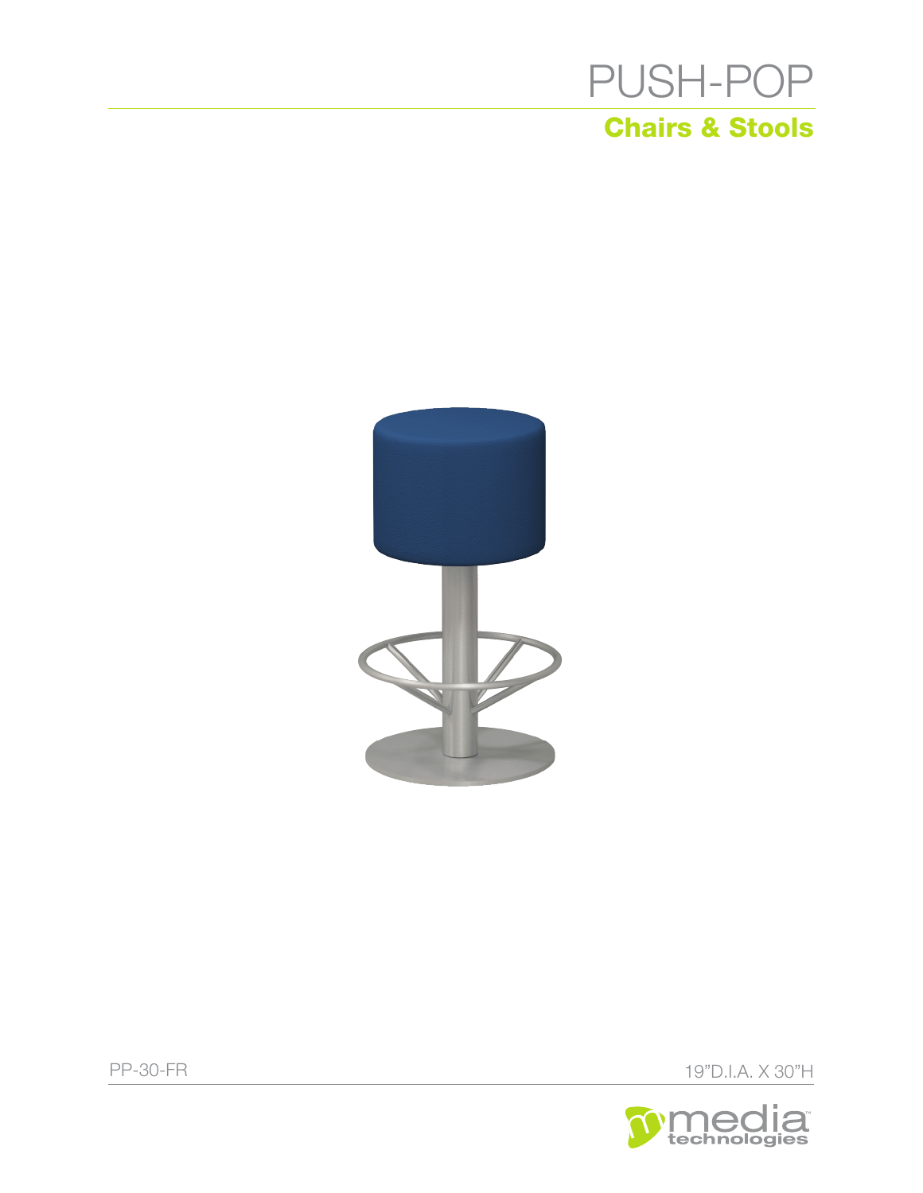# PUSH-POP

## Chairs & Stools

PP-30-FR

19"D.I.A. X 30"H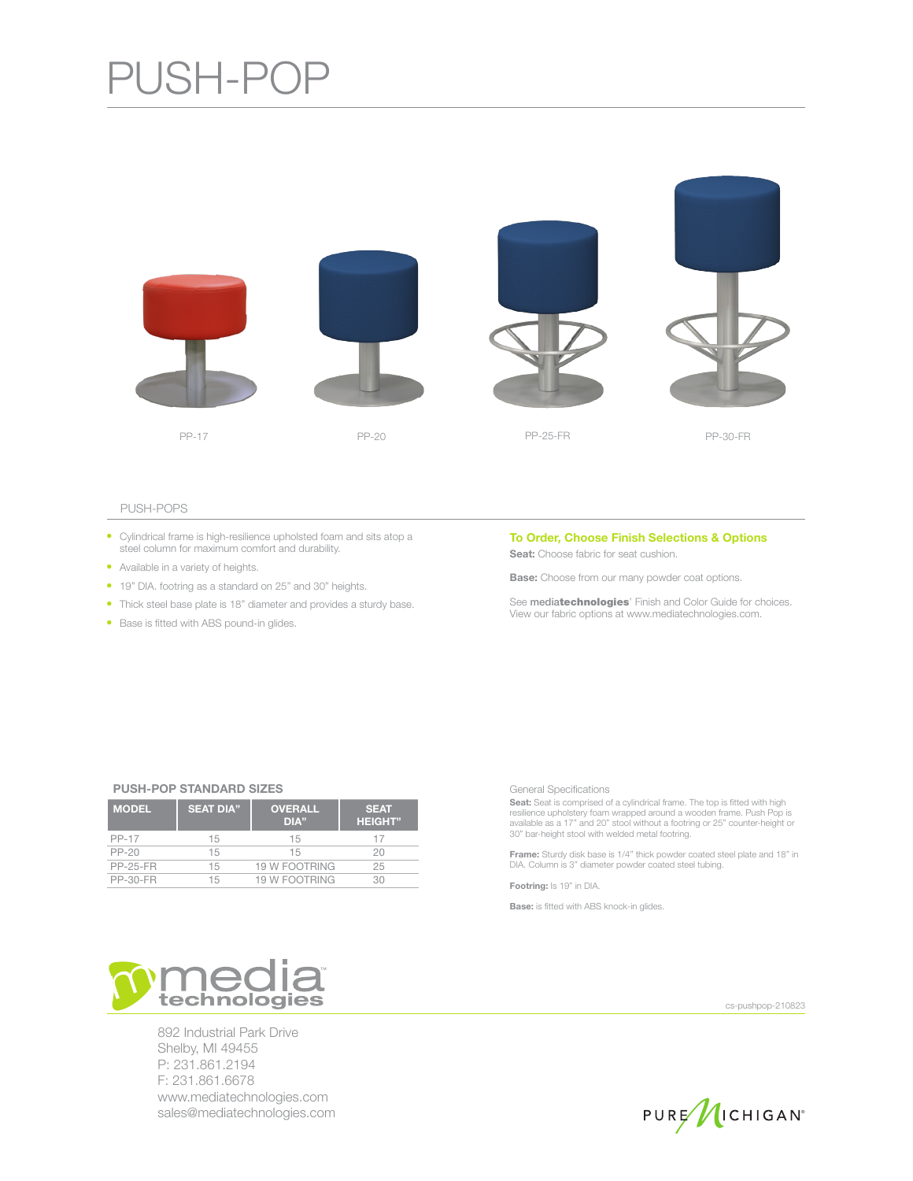# PUSH-POP

PP-17

PP-20

PP-25-FR

PP-30-FR

PUSH-POPS

- Cylindrical frame is high-resilience upholsted foam and sits atop a steel column for maximum comfort and durability.
- Available in a variety of heights.
- 19" DIA. footring as a standard on 25" and 30" heights.
- Thick steel base plate is 18" diameter and provides a sturdy base.
- Base is fitted with ABS pound-in glides.

**To Order, Choose Finish Selections & Options**

**Seat:** Choose fabric for seat cushion.

**Base:** Choose from our many powder coat options.

See media**technologies**' Finish and Color Guide for choices. View our fabric options at www.mediatechnologies.com.

### PUSH-POP STANDARD SIZES

| MODEL | SEAT DIA" | OVERALL DIA" | SEAT HEIGHT" |
|---|---|---|---|
| PP-17 | 15 | 15 | 17 |
| PP-20 | 15 | 15 | 20 |
| PP-25-FR | 15 | 19 W FOOTRING | 25 |
| PP-30-FR | 15 | 19 W FOOTRING | 30 |

General Specifications

**Seat:** Seat is comprised of a cylindrical frame. The top is fitted with high resilience upholstery foam wrapped around a wooden frame. Push Pop is available as a 17" and 20" stool without a footring or 25" counter-height or 30" bar-height stool with welded metal footring.

**Frame:** Sturdy disk base is 1/4" thick powder coated steel plate and 18" in DIA. Column is 3" diameter powder coated steel tubing.

**Footring:** Is 19" in DIA.

**Base:** is fitted with ABS knock-in glides.

media technologies

cs-pushpop-210823

892 Industrial Park Drive
Shelby, MI 49455
P: 231.861.2194
F: 231.861.6678
www.mediatechnologies.com
sales@mediatechnologies.com

PURE MICHIGAN